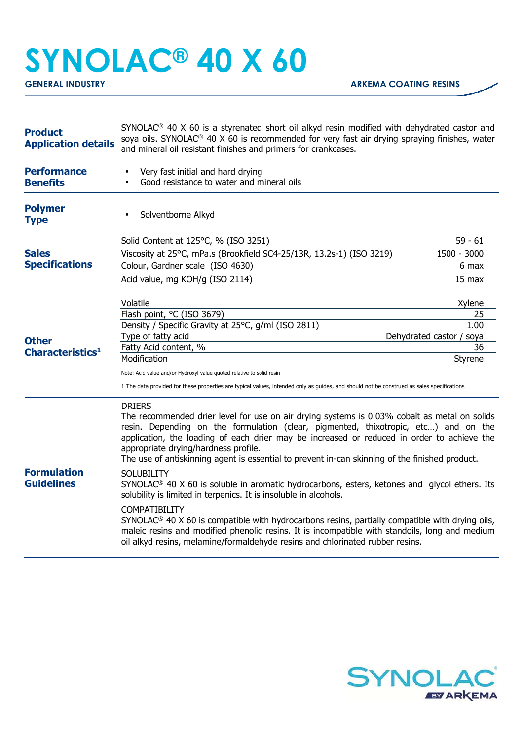# SYNOLAC® 40 X 60

**GENERAL INDUSTRY** **ARKEMA COATING RESINS**

## Product Application details

SYNOLAC® 40 X 60 is a styrenated short oil alkyd resin modified with dehydrated castor and soya oils. SYNOLAC® 40 X 60 is recommended for very fast air drying spraying finishes, water and mineral oil resistant finishes and primers for crankcases.

## Performance Benefits

- Very fast initial and hard drying
- Good resistance to water and mineral oils

## Polymer Type

- Solventborne Alkyd

## Sales Specifications

| Property | Value |
|---|---|
| Solid Content at 125°C, % (ISO 3251) | 59 - 61 |
| Viscosity at 25°C, mPa.s (Brookfield SC4-25/13R, 13.2s-1) (ISO 3219) | 1500 - 3000 |
| Colour, Gardner scale (ISO 4630) | 6 max |
| Acid value, mg KOH/g (ISO 2114) | 15 max |

## Other Characteristics[1]

| Property | Value |
|---|---|
| Volatile | Xylene |
| Flash point, °C (ISO 3679) | 25 |
| Density / Specific Gravity at 25°C, g/ml (ISO 2811) | 1.00 |
| Type of fatty acid | Dehydrated castor / soya |
| Fatty Acid content, % | 36 |
| Modification | Styrene |

Note: Acid value and/or Hydroxyl value quoted relative to solid resin

1 The data provided for these properties are typical values, intended only as guides, and should not be construed as sales specifications

## Formulation Guidelines

DRIERS

The recommended drier level for use on air drying systems is 0.03% cobalt as metal on solids resin. Depending on the formulation (clear, pigmented, thixotropic, etc…) and on the application, the loading of each drier may be increased or reduced in order to achieve the appropriate drying/hardness profile.
The use of antiskinning agent is essential to prevent in-can skinning of the finished product.

SOLUBILITY

SYNOLAC® 40 X 60 is soluble in aromatic hydrocarbons, esters, ketones and glycol ethers. Its solubility is limited in terpenics. It is insoluble in alcohols.

COMPATIBILITY

SYNOLAC® 40 X 60 is compatible with hydrocarbons resins, partially compatible with drying oils, maleic resins and modified phenolic resins. It is incompatible with standoils, long and medium oil alkyd resins, melamine/formaldehyde resins and chlorinated rubber resins.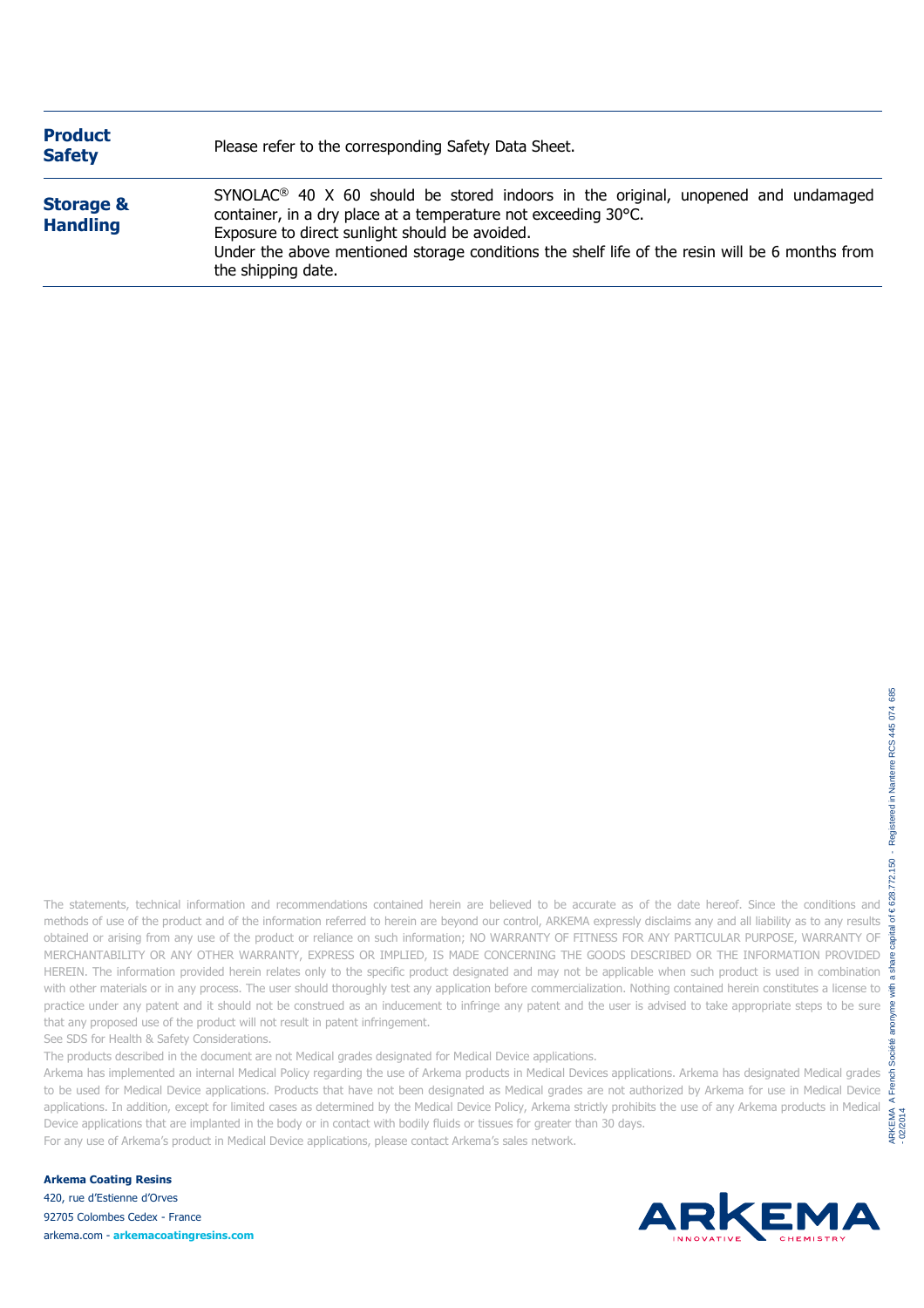| | |
|---|---|
| **Product Safety** | Please refer to the corresponding Safety Data Sheet. |
| **Storage & Handling** | SYNOLAC® 40 X 60 should be stored indoors in the original, unopened and undamaged container, in a dry place at a temperature not exceeding 30°C.<br>Exposure to direct sunlight should be avoided.<br>Under the above mentioned storage conditions the shelf life of the resin will be 6 months from the shipping date. |

The statements, technical information and recommendations contained herein are believed to be accurate as of the date hereof. Since the conditions and methods of use of the product and of the information referred to herein are beyond our control, ARKEMA expressly disclaims any and all liability as to any results obtained or arising from any use of the product or reliance on such information; NO WARRANTY OF FITNESS FOR ANY PARTICULAR PURPOSE, WARRANTY OF MERCHANTABILITY OR ANY OTHER WARRANTY, EXPRESS OR IMPLIED, IS MADE CONCERNING THE GOODS DESCRIBED OR THE INFORMATION PROVIDED HEREIN. The information provided herein relates only to the specific product designated and may not be applicable when such product is used in combination with other materials or in any process. The user should thoroughly test any application before commercialization. Nothing contained herein constitutes a license to practice under any patent and it should not be construed as an inducement to infringe any patent and the user is advised to take appropriate steps to be sure that any proposed use of the product will not result in patent infringement.
See SDS for Health & Safety Considerations.

The products described in the document are not Medical grades designated for Medical Device applications.

Arkema has implemented an internal Medical Policy regarding the use of Arkema products in Medical Devices applications. Arkema has designated Medical grades to be used for Medical Device applications. Products that have not been designated as Medical grades are not authorized by Arkema for use in Medical Device applications. In addition, except for limited cases as determined by the Medical Device Policy, Arkema strictly prohibits the use of any Arkema products in Medical Device applications that are implanted in the body or in contact with bodily fluids or tissues for greater than 30 days.
For any use of Arkema's product in Medical Device applications, please contact Arkema's sales network.

**Arkema Coating Resins**
420, rue d'Estienne d'Orves
92705 Colombes Cedex - France
arkema.com - **arkemacoatingresins.com**

ARKEMA INNOVATIVE CHEMISTRY

ARKEMA A French Société anonyme with a share capital of € 628.772.150 - Registered in Nanterre RCS 445 074 685 - 02/2014